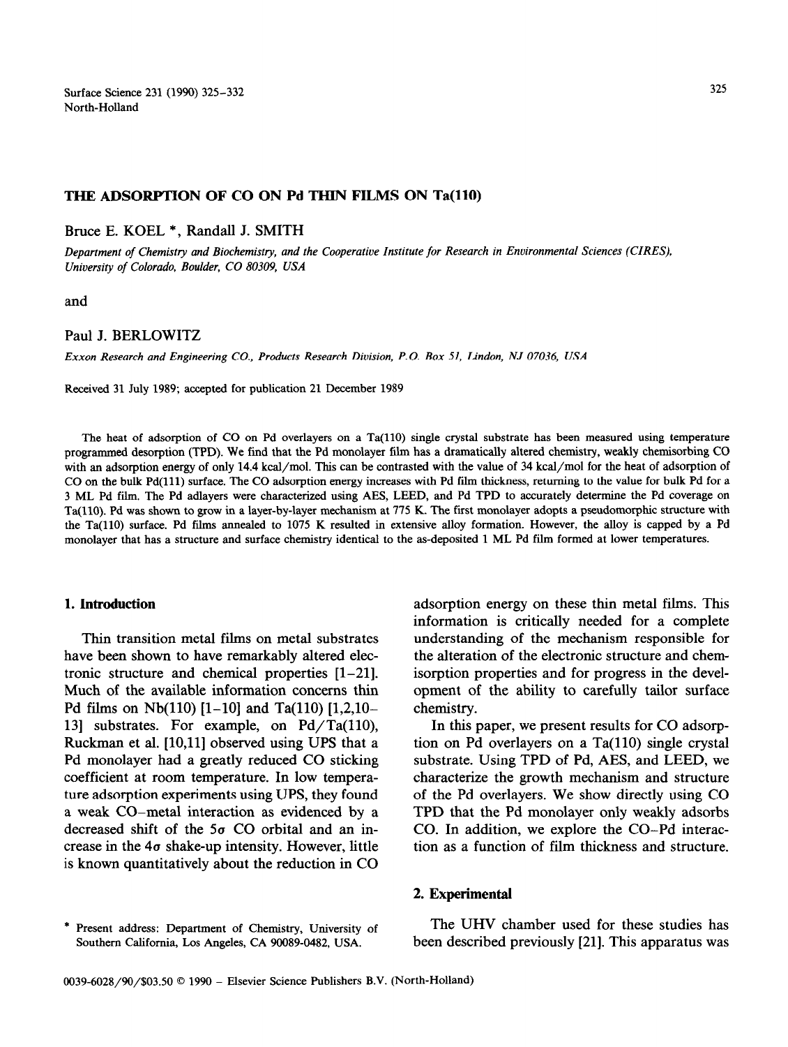# THE ADSORPTION OF CO ON Pd THIN FILMS ON Ta(110)

Bruce E. KOEL *, Randall J. SMITH

*Department of Chemistry and Biochemistry, and the Cooperative Institute for Research in Environmental Sciences (CIRES), University of Colorado, Boulder, CO 80309, USA*

and

Paul J. BERLOWITZ

*Exxon Research and Engineering CO., Products Research Division, P.O. Box 51, Lindon, NJ 07036, USA*

Received 31 July 1989; accepted for publication 21 December 1989

The heat of adsorption of CO on Pd overlayers on a Ta(110) single crystal substrate has been measured using temperature programmed desorption (TPD). We find that the Pd monolayer film has a dramatically altered chemistry, weakly chemisorbing CO with an adsorption energy of only 14.4 kcal/mol. This can be contrasted with the value of 34 kcal/mol for the heat of adsorption of CO on the bulk Pd(111) surface. The CO adsorption energy increases with Pd film thickness, returning to the value for bulk Pd for a 3 ML Pd film. The Pd adlayers were characterized using AES, LEED, and Pd TPD to accurately determine the Pd coverage on Ta(110). Pd was shown to grow in a layer-by-layer mechanism at 775 K. The first monolayer adopts a pseudomorphic structure with the Ta(110) surface. Pd films annealed to 1075 K resulted in extensive alloy formation. However, the alloy is capped by a Pd monolayer that has a structure and surface chemistry identical to the as-deposited 1 ML Pd film formed at lower temperatures.

## 1. Introduction

Thin transition metal films on metal substrates have been shown to have remarkably altered electronic structure and chemical properties [1–21]. Much of the available information concerns thin Pd films on Nb(110) [1–10] and Ta(110) [1,2,10–13] substrates. For example, on Pd/Ta(110), Ruckman et al. [10,11] observed using UPS that a Pd monolayer had a greatly reduced CO sticking coefficient at room temperature. In low temperature adsorption experiments using UPS, they found a weak CO–metal interaction as evidenced by a decreased shift of the $5\sigma$ CO orbital and an increase in the $4\sigma$ shake-up intensity. However, little is known quantitatively about the reduction in CO adsorption energy on these thin metal films. This information is critically needed for a complete understanding of the mechanism responsible for the alteration of the electronic structure and chemisorption properties and for progress in the development of the ability to carefully tailor surface chemistry.

In this paper, we present results for CO adsorption on Pd overlayers on a Ta(110) single crystal substrate. Using TPD of Pd, AES, and LEED, we characterize the growth mechanism and structure of the Pd overlayers. We show directly using CO TPD that the Pd monolayer only weakly adsorbs CO. In addition, we explore the CO–Pd interaction as a function of film thickness and structure.

## 2. Experimental

The UHV chamber used for these studies has been described previously [21]. This apparatus was

* Present address: Department of Chemistry, University of Southern California, Los Angeles, CA 90089-0482, USA.

0039-6028/90/$03.50 © 1990 – Elsevier Science Publishers B.V. (North-Holland)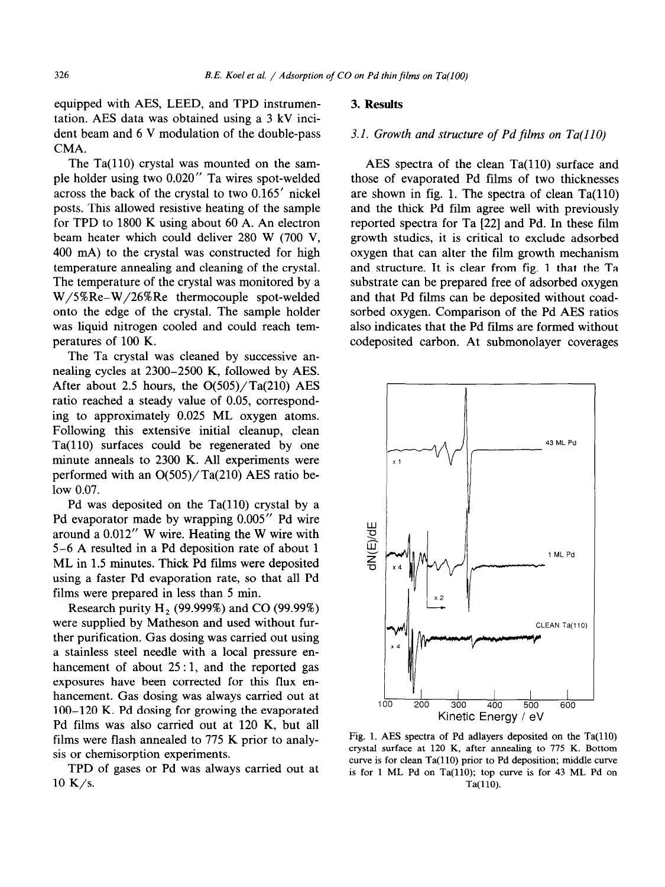equipped with AES, LEED, and TPD instrumentation. AES data was obtained using a 3 kV incident beam and 6 V modulation of the double-pass CMA.

The Ta(110) crystal was mounted on the sample holder using two 0.020″ Ta wires spot-welded across the back of the crystal to two 0.165′ nickel posts. This allowed resistive heating of the sample for TPD to 1800 K using about 60 A. An electron beam heater which could deliver 280 W (700 V, 400 mA) to the crystal was constructed for high temperature annealing and cleaning of the crystal. The temperature of the crystal was monitored by a W/5%Re–W/26%Re thermocouple spot-welded onto the edge of the crystal. The sample holder was liquid nitrogen cooled and could reach temperatures of 100 K.

The Ta crystal was cleaned by successive annealing cycles at 2300–2500 K, followed by AES. After about 2.5 hours, the O(505)/Ta(210) AES ratio reached a steady value of 0.05, corresponding to approximately 0.025 ML oxygen atoms. Following this extensive initial cleanup, clean Ta(110) surfaces could be regenerated by one minute anneals to 2300 K. All experiments were performed with an O(505)/Ta(210) AES ratio below 0.07.

Pd was deposited on the Ta(110) crystal by a Pd evaporator made by wrapping 0.005″ Pd wire around a 0.012″ W wire. Heating the W wire with 5–6 A resulted in a Pd deposition rate of about 1 ML in 1.5 minutes. Thick Pd films were deposited using a faster Pd evaporation rate, so that all Pd films were prepared in less than 5 min.

Research purity $H_2$ (99.999%) and CO (99.99%) were supplied by Matheson and used without further purification. Gas dosing was carried out using a stainless steel needle with a local pressure enhancement of about 25 : 1, and the reported gas exposures have been corrected for this flux enhancement. Gas dosing was always carried out at 100–120 K. Pd dosing for growing the evaporated Pd films was also carried out at 120 K, but all films were flash annealed to 775 K prior to analysis or chemisorption experiments.

TPD of gases or Pd was always carried out at 10 K/s.

## 3. Results

### 3.1. Growth and structure of Pd films on Ta(110)

AES spectra of the clean Ta(110) surface and those of evaporated Pd films of two thicknesses are shown in fig. 1. The spectra of clean Ta(110) and the thick Pd film agree well with previously reported spectra for Ta [22] and Pd. In these film growth studies, it is critical to exclude adsorbed oxygen that can alter the film growth mechanism and structure. It is clear from fig. 1 that the Ta substrate can be prepared free of adsorbed oxygen and that Pd films can be deposited without coadsorbed oxygen. Comparison of the Pd AES ratios also indicates that the Pd films are formed without codeposited carbon. At submonolayer coverages

Fig. 1. AES spectra of Pd adlayers deposited on the Ta(110) crystal surface at 120 K, after annealing to 775 K. Bottom curve is for clean Ta(110) prior to Pd deposition; middle curve is for 1 ML Pd on Ta(110); top curve is for 43 ML Pd on Ta(110).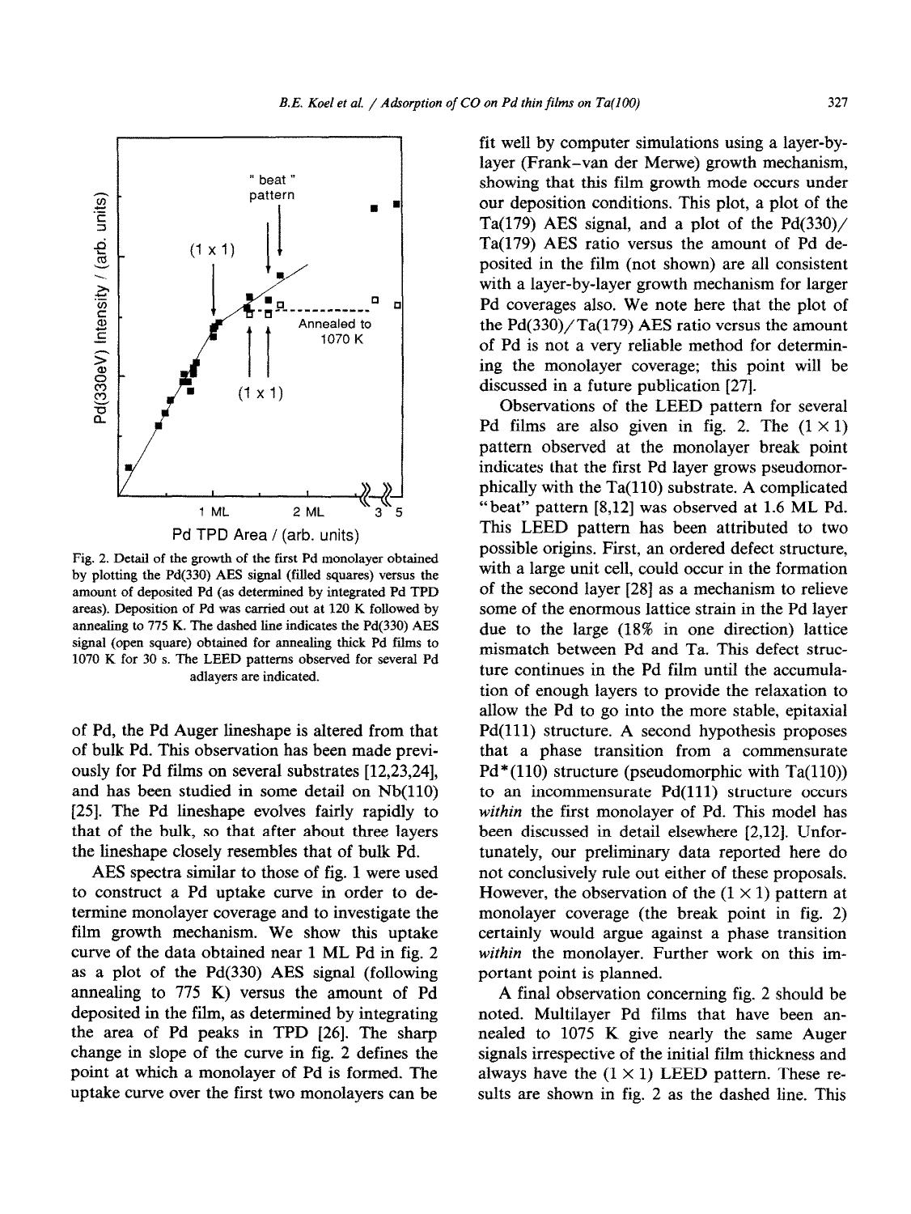Fig. 2. Detail of the growth of the first Pd monolayer obtained by plotting the Pd(330) AES signal (filled squares) versus the amount of deposited Pd (as determined by integrated Pd TPD areas). Deposition of Pd was carried out at 120 K followed by annealing to 775 K. The dashed line indicates the Pd(330) AES signal (open square) obtained for annealing thick Pd films to 1070 K for 30 s. The LEED patterns observed for several Pd adlayers are indicated.

of Pd, the Pd Auger lineshape is altered from that of bulk Pd. This observation has been made previously for Pd films on several substrates [12,23,24], and has been studied in some detail on Nb(110) [25]. The Pd lineshape evolves fairly rapidly to that of the bulk, so that after about three layers the lineshape closely resembles that of bulk Pd.

AES spectra similar to those of fig. 1 were used to construct a Pd uptake curve in order to determine monolayer coverage and to investigate the film growth mechanism. We show this uptake curve of the data obtained near 1 ML Pd in fig. 2 as a plot of the Pd(330) AES signal (following annealing to 775 K) versus the amount of Pd deposited in the film, as determined by integrating the area of Pd peaks in TPD [26]. The sharp change in slope of the curve in fig. 2 defines the point at which a monolayer of Pd is formed. The uptake curve over the first two monolayers can be fit well by computer simulations using a layer-by-layer (Frank–van der Merwe) growth mechanism, showing that this film growth mode occurs under our deposition conditions. This plot, a plot of the Ta(179) AES signal, and a plot of the Pd(330)/Ta(179) AES ratio versus the amount of Pd deposited in the film (not shown) are all consistent with a layer-by-layer growth mechanism for larger Pd coverages also. We note here that the plot of the Pd(330)/Ta(179) AES ratio versus the amount of Pd is not a very reliable method for determining the monolayer coverage; this point will be discussed in a future publication [27].

Observations of the LEED pattern for several Pd films are also given in fig. 2. The $(1 \times 1)$ pattern observed at the monolayer break point indicates that the first Pd layer grows pseudomorphically with the Ta(110) substrate. A complicated "beat" pattern [8,12] was observed at 1.6 ML Pd. This LEED pattern has been attributed to two possible origins. First, an ordered defect structure, with a large unit cell, could occur in the formation of the second layer [28] as a mechanism to relieve some of the enormous lattice strain in the Pd layer due to the large (18% in one direction) lattice mismatch between Pd and Ta. This defect structure continues in the Pd film until the accumulation of enough layers to provide the relaxation to allow the Pd to go into the more stable, epitaxial Pd(111) structure. A second hypothesis proposes that a phase transition from a commensurate Pd*(110) structure (pseudomorphic with Ta(110)) to an incommensurate Pd(111) structure occurs *within* the first monolayer of Pd. This model has been discussed in detail elsewhere [2,12]. Unfortunately, our preliminary data reported here do not conclusively rule out either of these proposals. However, the observation of the $(1 \times 1)$ pattern at monolayer coverage (the break point in fig. 2) certainly would argue against a phase transition *within* the monolayer. Further work on this important point is planned.

A final observation concerning fig. 2 should be noted. Multilayer Pd films that have been annealed to 1075 K give nearly the same Auger signals irrespective of the initial film thickness and always have the $(1 \times 1)$ LEED pattern. These results are shown in fig. 2 as the dashed line. This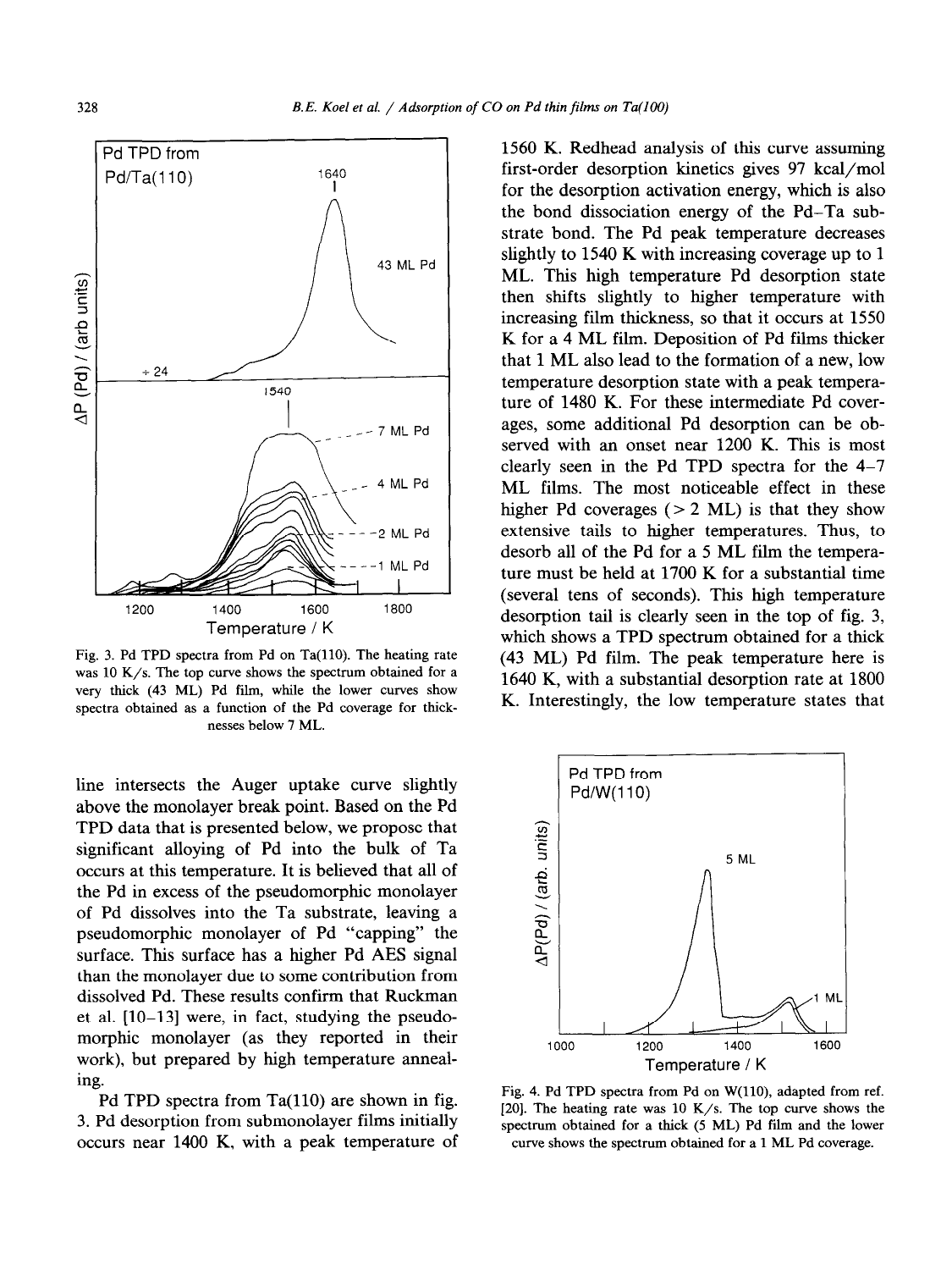Fig. 3. Pd TPD spectra from Pd on Ta(110). The heating rate was 10 K/s. The top curve shows the spectrum obtained for a very thick (43 ML) Pd film, while the lower curves show spectra obtained as a function of the Pd coverage for thicknesses below 7 ML.

line intersects the Auger uptake curve slightly above the monolayer break point. Based on the Pd TPD data that is presented below, we propose that significant alloying of Pd into the bulk of Ta occurs at this temperature. It is believed that all of the Pd in excess of the pseudomorphic monolayer of Pd dissolves into the Ta substrate, leaving a pseudomorphic monolayer of Pd "capping" the surface. This surface has a higher Pd AES signal than the monolayer due to some contribution from dissolved Pd. These results confirm that Ruckman et al. [10–13] were, in fact, studying the pseudomorphic monolayer (as they reported in their work), but prepared by high temperature annealing.

Pd TPD spectra from Ta(110) are shown in fig. 3. Pd desorption from submonolayer films initially occurs near 1400 K, with a peak temperature of 1560 K. Redhead analysis of this curve assuming first-order desorption kinetics gives 97 kcal/mol for the desorption activation energy, which is also the bond dissociation energy of the Pd–Ta substrate bond. The Pd peak temperature decreases slightly to 1540 K with increasing coverage up to 1 ML. This high temperature Pd desorption state then shifts slightly to higher temperature with increasing film thickness, so that it occurs at 1550 K for a 4 ML film. Deposition of Pd films thicker that 1 ML also lead to the formation of a new, low temperature desorption state with a peak temperature of 1480 K. For these intermediate Pd coverages, some additional Pd desorption can be observed with an onset near 1200 K. This is most clearly seen in the Pd TPD spectra for the 4–7 ML films. The most noticeable effect in these higher Pd coverages (> 2 ML) is that they show extensive tails to higher temperatures. Thus, to desorb all of the Pd for a 5 ML film the temperature must be held at 1700 K for a substantial time (several tens of seconds). This high temperature desorption tail is clearly seen in the top of fig. 3, which shows a TPD spectrum obtained for a thick (43 ML) Pd film. The peak temperature here is 1640 K, with a substantial desorption rate at 1800 K. Interestingly, the low temperature states that

Fig. 4. Pd TPD spectra from Pd on W(110), adapted from ref. [20]. The heating rate was 10 K/s. The top curve shows the spectrum obtained for a thick (5 ML) Pd film and the lower curve shows the spectrum obtained for a 1 ML Pd coverage.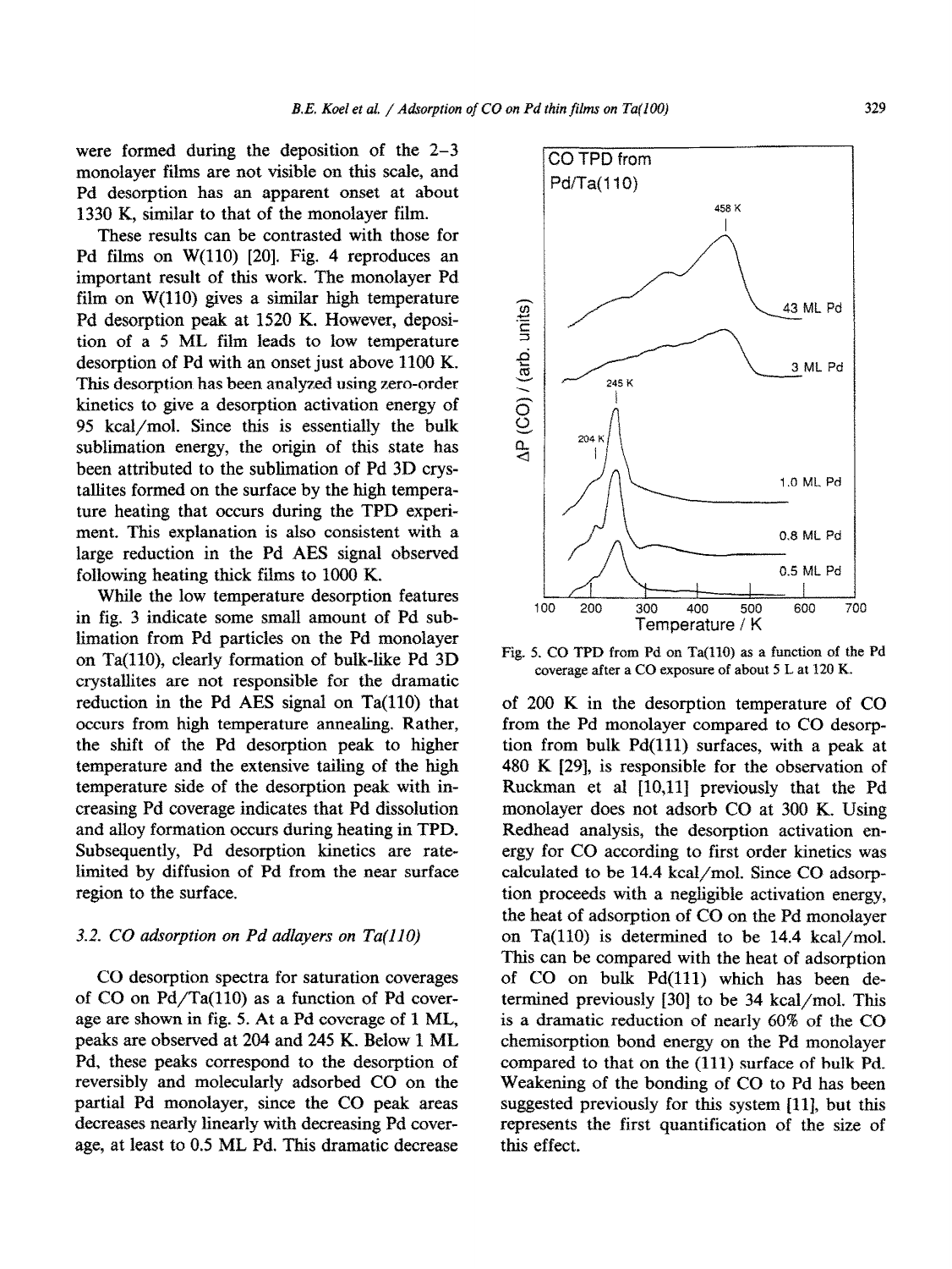were formed during the deposition of the 2–3 monolayer films are not visible on this scale, and Pd desorption has an apparent onset at about 1330 K, similar to that of the monolayer film.

These results can be contrasted with those for Pd films on W(110) [20]. Fig. 4 reproduces an important result of this work. The monolayer Pd film on W(110) gives a similar high temperature Pd desorption peak at 1520 K. However, deposition of a 5 ML film leads to low temperature desorption of Pd with an onset just above 1100 K. This desorption has been analyzed using zero-order kinetics to give a desorption activation energy of 95 kcal/mol. Since this is essentially the bulk sublimation energy, the origin of this state has been attributed to the sublimation of Pd 3D crystallites formed on the surface by the high temperature heating that occurs during the TPD experiment. This explanation is also consistent with a large reduction in the Pd AES signal observed following heating thick films to 1000 K.

While the low temperature desorption features in fig. 3 indicate some small amount of Pd sublimation from Pd particles on the Pd monolayer on Ta(110), clearly formation of bulk-like Pd 3D crystallites are not responsible for the dramatic reduction in the Pd AES signal on Ta(110) that occurs from high temperature annealing. Rather, the shift of the Pd desorption peak to higher temperature and the extensive tailing of the high temperature side of the desorption peak with increasing Pd coverage indicates that Pd dissolution and alloy formation occurs during heating in TPD. Subsequently, Pd desorption kinetics are rate-limited by diffusion of Pd from the near surface region to the surface.

### 3.2. CO adsorption on Pd adlayers on Ta(110)

CO desorption spectra for saturation coverages of CO on Pd/Ta(110) as a function of Pd coverage are shown in fig. 5. At a Pd coverage of 1 ML, peaks are observed at 204 and 245 K. Below 1 ML Pd, these peaks correspond to the desorption of reversibly and molecularly adsorbed CO on the partial Pd monolayer, since the CO peak areas decreases nearly linearly with decreasing Pd coverage, at least to 0.5 ML Pd. This dramatic decrease of 200 K in the desorption temperature of CO from the Pd monolayer compared to CO desorption from bulk Pd(111) surfaces, with a peak at 480 K [29], is responsible for the observation of Ruckman et al [10,11] previously that the Pd monolayer does not adsorb CO at 300 K. Using Redhead analysis, the desorption activation energy for CO according to first order kinetics was calculated to be 14.4 kcal/mol. Since CO adsorption proceeds with a negligible activation energy, the heat of adsorption of CO on the Pd monolayer on Ta(110) is determined to be 14.4 kcal/mol. This can be compared with the heat of adsorption of CO on bulk Pd(111) which has been determined previously [30] to be 34 kcal/mol. This is a dramatic reduction of nearly 60% of the CO chemisorption bond energy on the Pd monolayer compared to that on the (111) surface of bulk Pd. Weakening of the bonding of CO to Pd has been suggested previously for this system [11], but this represents the first quantification of the size of this effect.

Fig. 5. CO TPD from Pd on Ta(110) as a function of the Pd coverage after a CO exposure of about 5 L at 120 K.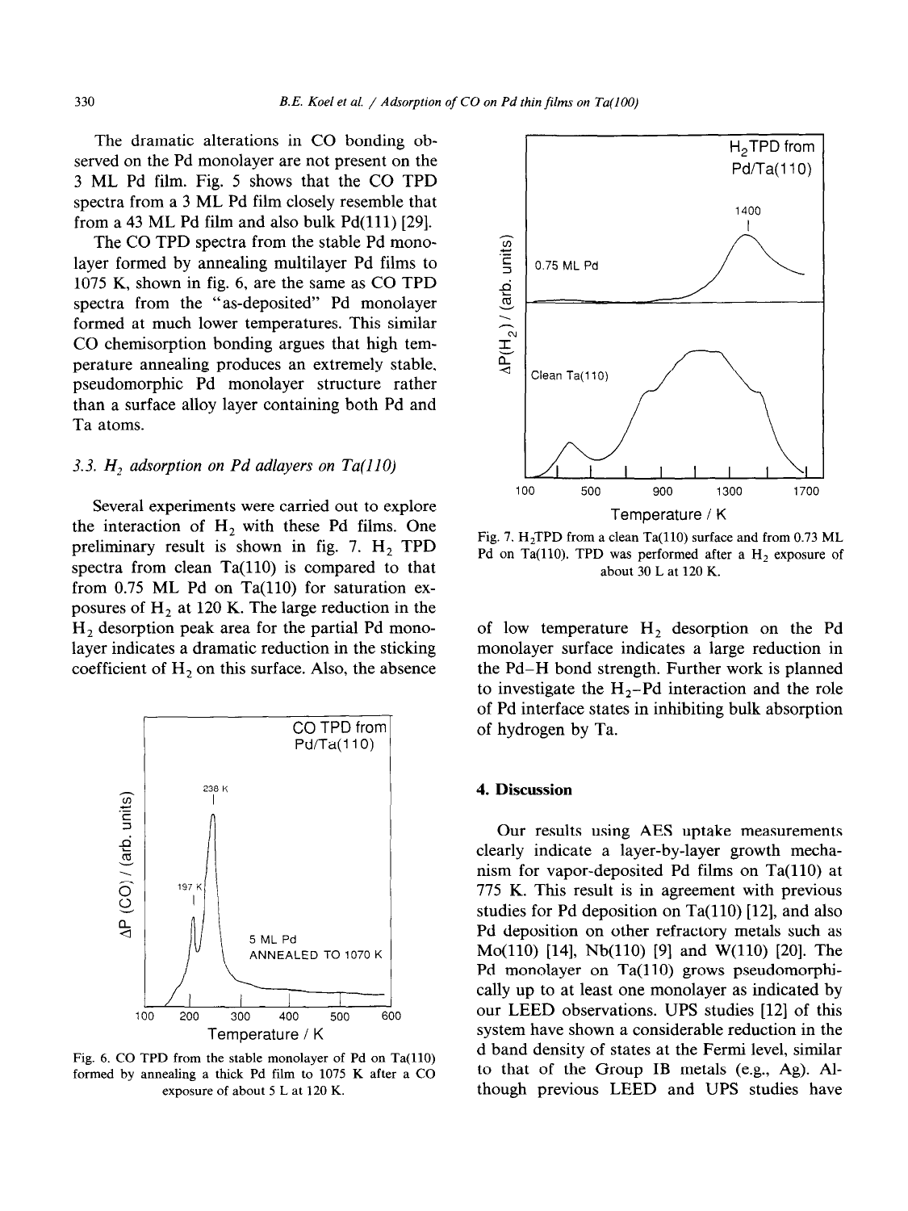The dramatic alterations in CO bonding observed on the Pd monolayer are not present on the 3 ML Pd film. Fig. 5 shows that the CO TPD spectra from a 3 ML Pd film closely resemble that from a 43 ML Pd film and also bulk Pd(111) [29].

The CO TPD spectra from the stable Pd monolayer formed by annealing multilayer Pd films to 1075 K, shown in fig. 6, are the same as CO TPD spectra from the "as-deposited" Pd monolayer formed at much lower temperatures. This similar CO chemisorption bonding argues that high temperature annealing produces an extremely stable, pseudomorphic Pd monolayer structure rather than a surface alloy layer containing both Pd and Ta atoms.

### 3.3. $H_2$ adsorption on Pd adlayers on Ta(110)

Several experiments were carried out to explore the interaction of $H_2$ with these Pd films. One preliminary result is shown in fig. 7. $H_2$ TPD spectra from clean Ta(110) is compared to that from 0.75 ML Pd on Ta(110) for saturation exposures of $H_2$ at 120 K. The large reduction in the $H_2$ desorption peak area for the partial Pd monolayer indicates a dramatic reduction in the sticking coefficient of $H_2$ on this surface. Also, the absence of low temperature $H_2$ desorption on the Pd monolayer surface indicates a large reduction in the Pd–H bond strength. Further work is planned to investigate the $H_2$–Pd interaction and the role of Pd interface states in inhibiting bulk absorption of hydrogen by Ta.

Fig. 6. CO TPD from the stable monolayer of Pd on Ta(110) formed by annealing a thick Pd film to 1075 K after a CO exposure of about 5 L at 120 K.

Fig. 7. $H_2$TPD from a clean Ta(110) surface and from 0.73 ML Pd on Ta(110). TPD was performed after a $H_2$ exposure of about 30 L at 120 K.

## 4. Discussion

Our results using AES uptake measurements clearly indicate a layer-by-layer growth mechanism for vapor-deposited Pd films on Ta(110) at 775 K. This result is in agreement with previous studies for Pd deposition on Ta(110) [12], and also Pd deposition on other refractory metals such as Mo(110) [14], Nb(110) [9] and W(110) [20]. The Pd monolayer on Ta(110) grows pseudomorphically up to at least one monolayer as indicated by our LEED observations. UPS studies [12] of this system have shown a considerable reduction in the d band density of states at the Fermi level, similar to that of the Group IB metals (e.g., Ag). Although previous LEED and UPS studies have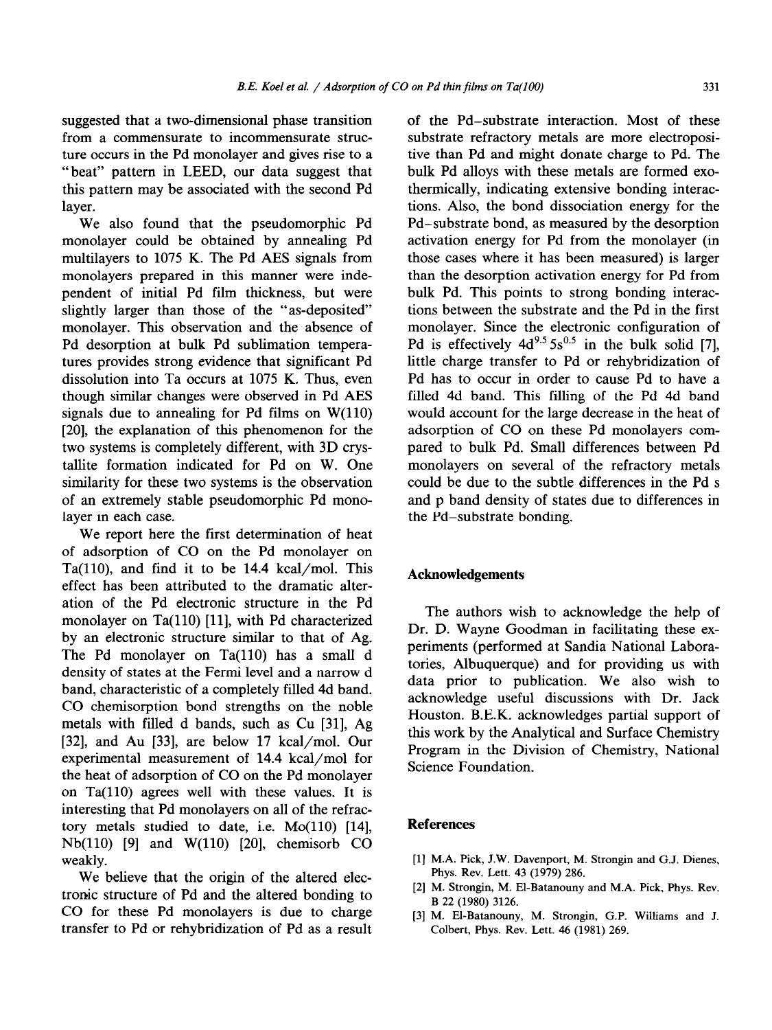suggested that a two-dimensional phase transition from a commensurate to incommensurate structure occurs in the Pd monolayer and gives rise to a "beat" pattern in LEED, our data suggest that this pattern may be associated with the second Pd layer.

We also found that the pseudomorphic Pd monolayer could be obtained by annealing Pd multilayers to 1075 K. The Pd AES signals from monolayers prepared in this manner were independent of initial Pd film thickness, but were slightly larger than those of the "as-deposited" monolayer. This observation and the absence of Pd desorption at bulk Pd sublimation temperatures provides strong evidence that significant Pd dissolution into Ta occurs at 1075 K. Thus, even though similar changes were observed in Pd AES signals due to annealing for Pd films on W(110) [20], the explanation of this phenomenon for the two systems is completely different, with 3D crystallite formation indicated for Pd on W. One similarity for these two systems is the observation of an extremely stable pseudomorphic Pd monolayer in each case.

We report here the first determination of heat of adsorption of CO on the Pd monolayer on Ta(110), and find it to be 14.4 kcal/mol. This effect has been attributed to the dramatic alteration of the Pd electronic structure in the Pd monolayer on Ta(110) [11], with Pd characterized by an electronic structure similar to that of Ag. The Pd monolayer on Ta(110) has a small d density of states at the Fermi level and a narrow d band, characteristic of a completely filled 4d band. CO chemisorption bond strengths on the noble metals with filled d bands, such as Cu [31], Ag [32], and Au [33], are below 17 kcal/mol. Our experimental measurement of 14.4 kcal/mol for the heat of adsorption of CO on the Pd monolayer on Ta(110) agrees well with these values. It is interesting that Pd monolayers on all of the refractory metals studied to date, i.e. Mo(110) [14], Nb(110) [9] and W(110) [20], chemisorb CO weakly.

We believe that the origin of the altered electronic structure of Pd and the altered bonding to CO for these Pd monolayers is due to charge transfer to Pd or rehybridization of Pd as a result of the Pd–substrate interaction. Most of these substrate refractory metals are more electropositive than Pd and might donate charge to Pd. The bulk Pd alloys with these metals are formed exothermically, indicating extensive bonding interactions. Also, the bond dissociation energy for the Pd–substrate bond, as measured by the desorption activation energy for Pd from the monolayer (in those cases where it has been measured) is larger than the desorption activation energy for Pd from bulk Pd. This points to strong bonding interactions between the substrate and the Pd in the first monolayer. Since the electronic configuration of Pd is effectively $4d^{9.5}5s^{0.5}$ in the bulk solid [7], little charge transfer to Pd or rehybridization of Pd has to occur in order to cause Pd to have a filled 4d band. This filling of the Pd 4d band would account for the large decrease in the heat of adsorption of CO on these Pd monolayers compared to bulk Pd. Small differences between Pd monolayers on several of the refractory metals could be due to the subtle differences in the Pd s and p band density of states due to differences in the Pd–substrate bonding.

## Acknowledgements

The authors wish to acknowledge the help of Dr. D. Wayne Goodman in facilitating these experiments (performed at Sandia National Laboratories, Albuquerque) and for providing us with data prior to publication. We also wish to acknowledge useful discussions with Dr. Jack Houston. B.E.K. acknowledges partial support of this work by the Analytical and Surface Chemistry Program in the Division of Chemistry, National Science Foundation.

## References

[1] M.A. Pick, J.W. Davenport, M. Strongin and G.J. Dienes, Phys. Rev. Lett. 43 (1979) 286.

[2] M. Strongin, M. El-Batanouny and M.A. Pick, Phys. Rev. B 22 (1980) 3126.

[3] M. El-Batanouny, M. Strongin, G.P. Williams and J. Colbert, Phys. Rev. Lett. 46 (1981) 269.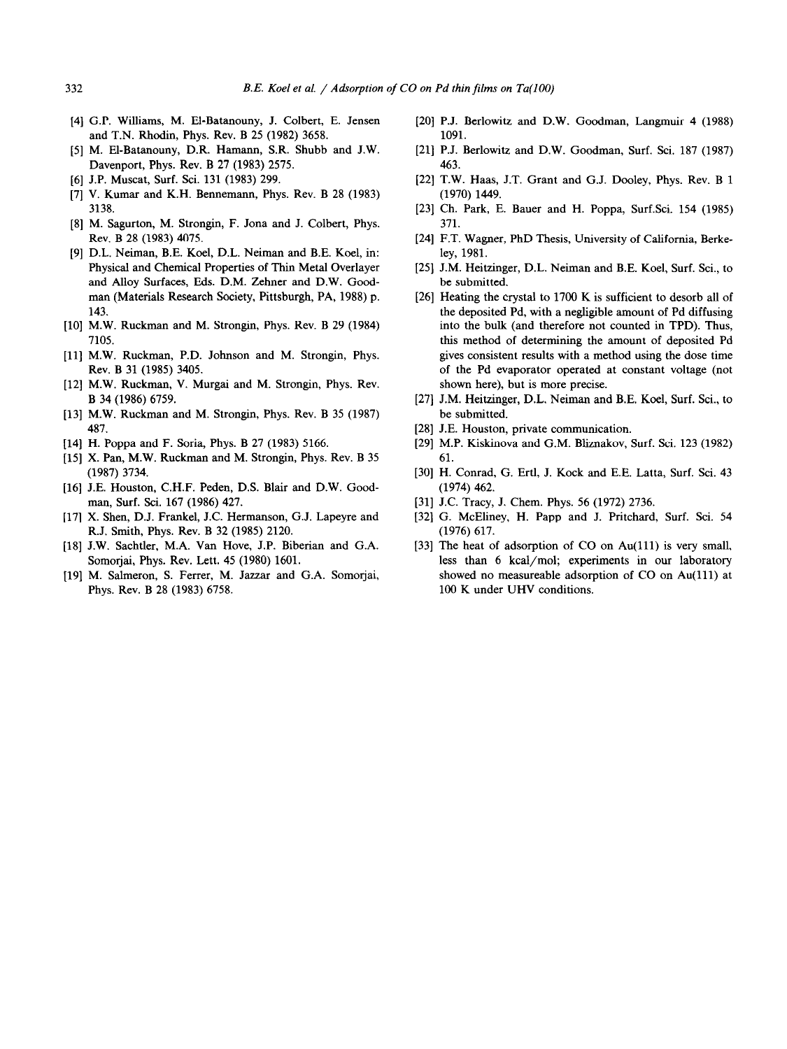[4] G.P. Williams, M. El-Batanouny, J. Colbert, E. Jensen and T.N. Rhodin, Phys. Rev. B 25 (1982) 3658.

[5] M. El-Batanouny, D.R. Hamann, S.R. Shubb and J.W. Davenport, Phys. Rev. B 27 (1983) 2575.

[6] J.P. Muscat, Surf. Sci. 131 (1983) 299.

[7] V. Kumar and K.H. Bennemann, Phys. Rev. B 28 (1983) 3138.

[8] M. Sagurton, M. Strongin, F. Jona and J. Colbert, Phys. Rev. B 28 (1983) 4075.

[9] D.L. Neiman, B.E. Koel, D.L. Neiman and B.E. Koel, in: Physical and Chemical Properties of Thin Metal Overlayer and Alloy Surfaces, Eds. D.M. Zehner and D.W. Goodman (Materials Research Society, Pittsburgh, PA, 1988) p. 143.

[10] M.W. Ruckman and M. Strongin, Phys. Rev. B 29 (1984) 7105.

[11] M.W. Ruckman, P.D. Johnson and M. Strongin, Phys. Rev. B 31 (1985) 3405.

[12] M.W. Ruckman, V. Murgai and M. Strongin, Phys. Rev. B 34 (1986) 6759.

[13] M.W. Ruckman and M. Strongin, Phys. Rev. B 35 (1987) 487.

[14] H. Poppa and F. Soria, Phys. B 27 (1983) 5166.

[15] X. Pan, M.W. Ruckman and M. Strongin, Phys. Rev. B 35 (1987) 3734.

[16] J.E. Houston, C.H.F. Peden, D.S. Blair and D.W. Goodman, Surf. Sci. 167 (1986) 427.

[17] X. Shen, D.J. Frankel, J.C. Hermanson, G.J. Lapeyre and R.J. Smith, Phys. Rev. B 32 (1985) 2120.

[18] J.W. Sachtler, M.A. Van Hove, J.P. Biberian and G.A. Somorjai, Phys. Rev. Lett. 45 (1980) 1601.

[19] M. Salmeron, S. Ferrer, M. Jazzar and G.A. Somorjai, Phys. Rev. B 28 (1983) 6758.

[20] P.J. Berlowitz and D.W. Goodman, Langmuir 4 (1988) 1091.

[21] P.J. Berlowitz and D.W. Goodman, Surf. Sci. 187 (1987) 463.

[22] T.W. Haas, J.T. Grant and G.J. Dooley, Phys. Rev. B 1 (1970) 1449.

[23] Ch. Park, E. Bauer and H. Poppa, Surf.Sci. 154 (1985) 371.

[24] F.T. Wagner, PhD Thesis, University of California, Berkeley, 1981.

[25] J.M. Heitzinger, D.L. Neiman and B.E. Koel, Surf. Sci., to be submitted.

[26] Heating the crystal to 1700 K is sufficient to desorb all of the deposited Pd, with a negligible amount of Pd diffusing into the bulk (and therefore not counted in TPD). Thus, this method of determining the amount of deposited Pd gives consistent results with a method using the dose time of the Pd evaporator operated at constant voltage (not shown here), but is more precise.

[27] J.M. Heitzinger, D.L. Neiman and B.E. Koel, Surf. Sci., to be submitted.

[28] J.E. Houston, private communication.

[29] M.P. Kiskinova and G.M. Bliznakov, Surf. Sci. 123 (1982) 61.

[30] H. Conrad, G. Ertl, J. Kock and E.E. Latta, Surf. Sci. 43 (1974) 462.

[31] J.C. Tracy, J. Chem. Phys. 56 (1972) 2736.

[32] G. McEliney, H. Papp and J. Pritchard, Surf. Sci. 54 (1976) 617.

[33] The heat of adsorption of CO on Au(111) is very small, less than 6 kcal/mol; experiments in our laboratory showed no measureable adsorption of CO on Au(111) at 100 K under UHV conditions.